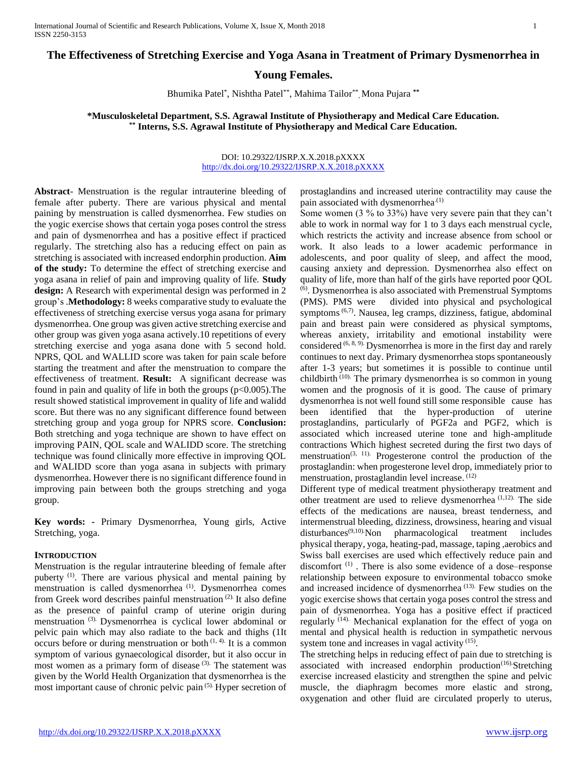# The Effectiveness of Stretching Exercise and Yoga Asana in Treatment of Primary Dysmenorrhea in Young Females.

Bhumika Patel[*], Nishtha Patel[**], Mahima Tailor[**], Mona Pujara [**]

**[*]Musculoskeletal Department, S.S. Agrawal Institute of Physiotherapy and Medical Care Education.**
**[**] Interns, S.S. Agrawal Institute of Physiotherapy and Medical Care Education.**

DOI: 10.29322/IJSRP.X.X.2018.pXXXX
http://dx.doi.org/10.29322/IJSRP.X.X.2018.pXXXX

**Abstract**- Menstruation is the regular intrauterine bleeding of female after puberty. There are various physical and mental paining by menstruation is called dysmenorrhea. Few studies on the yogic exercise shows that certain yoga poses control the stress and pain of dysmenorrhea and has a positive effect if practiced regularly. The stretching also has a reducing effect on pain as stretching is associated with increased endorphin production. **Aim of the study:** To determine the effect of stretching exercise and yoga asana in relief of pain and improving quality of life. **Study design:** A Research with experimental design was performed in 2 group's .**Methodology:** 8 weeks comparative study to evaluate the effectiveness of stretching exercise versus yoga asana for primary dysmenorrhea. One group was given active stretching exercise and other group was given yoga asana actively.10 repetitions of every stretching exercise and yoga asana done with 5 second hold. NPRS, QOL and WALLID score was taken for pain scale before starting the treatment and after the menstruation to compare the effectiveness of treatment. **Result:** A significant decrease was found in pain and quality of life in both the groups ($p<0.005$).The result showed statistical improvement in quality of life and walidd score. But there was no any significant difference found between stretching group and yoga group for NPRS score. **Conclusion:** Both stretching and yoga technique are shown to have effect on improving PAIN, QOL scale and WALIDD score. The stretching technique was found clinically more effective in improving QOL and WALIDD score than yoga asana in subjects with primary dysmenorrhea. However there is no significant difference found in improving pain between both the groups stretching and yoga group.

**Key words: -** Primary Dysmenorrhea, Young girls, Active Stretching, yoga.

## INTRODUCTION

Menstruation is the regular intrauterine bleeding of female after puberty [(1)]. There are various physical and mental paining by menstruation is called dysmenorrhea [(1)]. Dysmenorrhea comes from Greek word describes painful menstruation [(2).] It also define as the presence of painful cramp of uterine origin during menstruation [(3).] Dysmenorrhea is cyclical lower abdominal or pelvic pain which may also radiate to the back and thighs (1It occurs before or during menstruation or both [(1, 4).] It is a common symptom of various gynaecological disorder, but it also occur in most women as a primary form of disease [(3).] The statement was given by the World Health Organization that dysmenorrhea is the most important cause of chronic pelvic pain [(5).] Hyper secretion of prostaglandins and increased uterine contractility may cause the pain associated with dysmenorrhea[.(1)]

Some women (3 % to 33%) have very severe pain that they can't able to work in normal way for 1 to 3 days each menstrual cycle, which restricts the activity and increase absence from school or work. It also leads to a lower academic performance in adolescents, and poor quality of sleep, and affect the mood, causing anxiety and depression. Dysmenorrhea also effect on quality of life, more than half of the girls have reported poor QOL [(6)]. Dysmenorrhea is also associated with Premenstrual Symptoms (PMS). PMS were divided into physical and psychological symptoms [(6,7)]. Nausea, leg cramps, dizziness, fatigue, abdominal pain and breast pain were considered as physical symptoms, whereas anxiety, irritability and emotional instability were considered [(6, 8, 9).] Dysmenorrhea is more in the first day and rarely continues to next day. Primary dysmenorrhea stops spontaneously after 1-3 years; but sometimes it is possible to continue until childbirth [(10).] The primary dysmenorrhea is so common in young women and the prognosis of it is good. The cause of primary dysmenorrhea is not well found still some responsible cause has been identified that the hyper-production of uterine prostaglandins, particularly of PGF2a and PGF2, which is associated which increased uterine tone and high-amplitude contractions Which highest secreted during the first two days of menstruation[(3, 11).] Progesterone control the production of the prostaglandin: when progesterone level drop, immediately prior to menstruation, prostaglandin level increase. [(12)]

Different type of medical treatment physiotherapy treatment and other treatment are used to relieve dysmenorrhea [(1,12).] The side effects of the medications are nausea, breast tenderness, and intermenstrual bleeding, dizziness, drowsiness, hearing and visual disturbances[(9,10).]Non pharmacological treatment includes physical therapy, yoga, heating-pad, massage, taping ,aerobics and Swiss ball exercises are used which effectively reduce pain and discomfort [(1)] . There is also some evidence of a dose–response relationship between exposure to environmental tobacco smoke and increased incidence of dysmenorrhea [(13).] Few studies on the yogic exercise shows that certain yoga poses control the stress and pain of dysmenorrhea. Yoga has a positive effect if practiced regularly [(14).] Mechanical explanation for the effect of yoga on mental and physical health is reduction in sympathetic nervous system tone and increases in vagal activity [(15)].

The stretching helps in reducing effect of pain due to stretching is associated with increased endorphin production[(16).]Stretching exercise increased elasticity and strengthen the spine and pelvic muscle, the diaphragm becomes more elastic and strong, oxygenation and other fluid are circulated properly to uterus,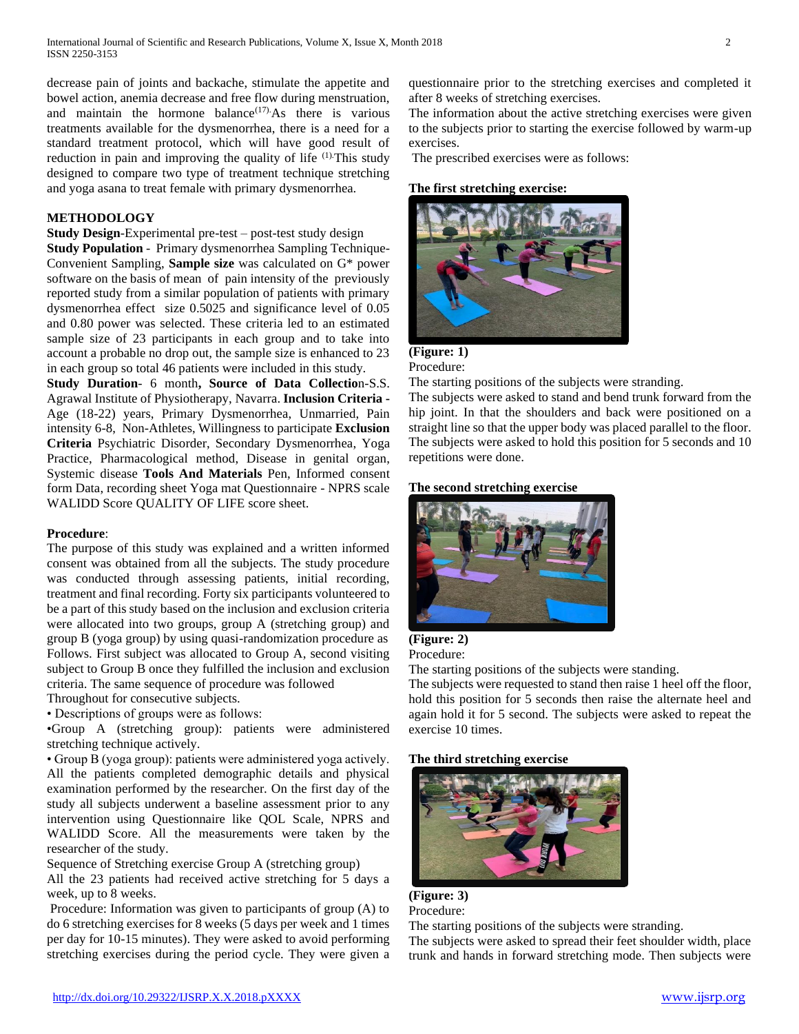decrease pain of joints and backache, stimulate the appetite and bowel action, anemia decrease and free flow during menstruation, and maintain the hormone balance[17].As there is various treatments available for the dysmenorrhea, there is a need for a standard treatment protocol, which will have good result of reduction in pain and improving the quality of life [1].This study designed to compare two type of treatment technique stretching and yoga asana to treat female with primary dysmenorrhea.

## METHODOLOGY

**Study Design**-Experimental pre-test – post-test study design
**Study Population** - Primary dysmenorrhea Sampling Technique- Convenient Sampling, **Sample size** was calculated on G* power software on the basis of mean of pain intensity of the previously reported study from a similar population of patients with primary dysmenorrhea effect size 0.5025 and significance level of 0.05 and 0.80 power was selected. These criteria led to an estimated sample size of 23 participants in each group and to take into account a probable no drop out, the sample size is enhanced to 23 in each group so total 46 patients were included in this study.
**Study Duration**- 6 month**, Source of Data Collectio**n-S.S. Agrawal Institute of Physiotherapy, Navarra. **Inclusion Criteria -** Age (18-22) years, Primary Dysmenorrhea, Unmarried, Pain intensity 6-8, Non-Athletes, Willingness to participate **Exclusion Criteria** Psychiatric Disorder, Secondary Dysmenorrhea, Yoga Practice, Pharmacological method, Disease in genital organ, Systemic disease **Tools And Materials** Pen, Informed consent form Data, recording sheet Yoga mat Questionnaire - NPRS scale WALIDD Score QUALITY OF LIFE score sheet.

**Procedure**:
The purpose of this study was explained and a written informed consent was obtained from all the subjects. The study procedure was conducted through assessing patients, initial recording, treatment and final recording. Forty six participants volunteered to be a part of this study based on the inclusion and exclusion criteria were allocated into two groups, group A (stretching group) and group B (yoga group) by using quasi-randomization procedure as Follows. First subject was allocated to Group A, second visiting subject to Group B once they fulfilled the inclusion and exclusion criteria. The same sequence of procedure was followed
Throughout for consecutive subjects.

- Descriptions of groups were as follows:
- Group A (stretching group): patients were administered stretching technique actively.
- Group B (yoga group): patients were administered yoga actively.

All the patients completed demographic details and physical examination performed by the researcher. On the first day of the study all subjects underwent a baseline assessment prior to any intervention using Questionnaire like QOL Scale, NPRS and WALIDD Score. All the measurements were taken by the researcher of the study.
Sequence of Stretching exercise Group A (stretching group)
All the 23 patients had received active stretching for 5 days a week, up to 8 weeks.
Procedure: Information was given to participants of group (A) to do 6 stretching exercises for 8 weeks (5 days per week and 1 times per day for 10-15 minutes). They were asked to avoid performing stretching exercises during the period cycle. They were given a questionnaire prior to the stretching exercises and completed it after 8 weeks of stretching exercises.
The information about the active stretching exercises were given to the subjects prior to starting the exercise followed by warm-up exercises.
The prescribed exercises were as follows:

**The first stretching exercise:**

**(Figure: 1)**
Procedure:
The starting positions of the subjects were stranding.
The subjects were asked to stand and bend trunk forward from the hip joint. In that the shoulders and back were positioned on a straight line so that the upper body was placed parallel to the floor. The subjects were asked to hold this position for 5 seconds and 10 repetitions were done.

**The second stretching exercise**

**(Figure: 2)**
Procedure:
The starting positions of the subjects were standing.
The subjects were requested to stand then raise 1 heel off the floor, hold this position for 5 seconds then raise the alternate heel and again hold it for 5 second. The subjects were asked to repeat the exercise 10 times.

**The third stretching exercise**

**(Figure: 3)**
Procedure:
The starting positions of the subjects were stranding.
The subjects were asked to spread their feet shoulder width, place trunk and hands in forward stretching mode. Then subjects were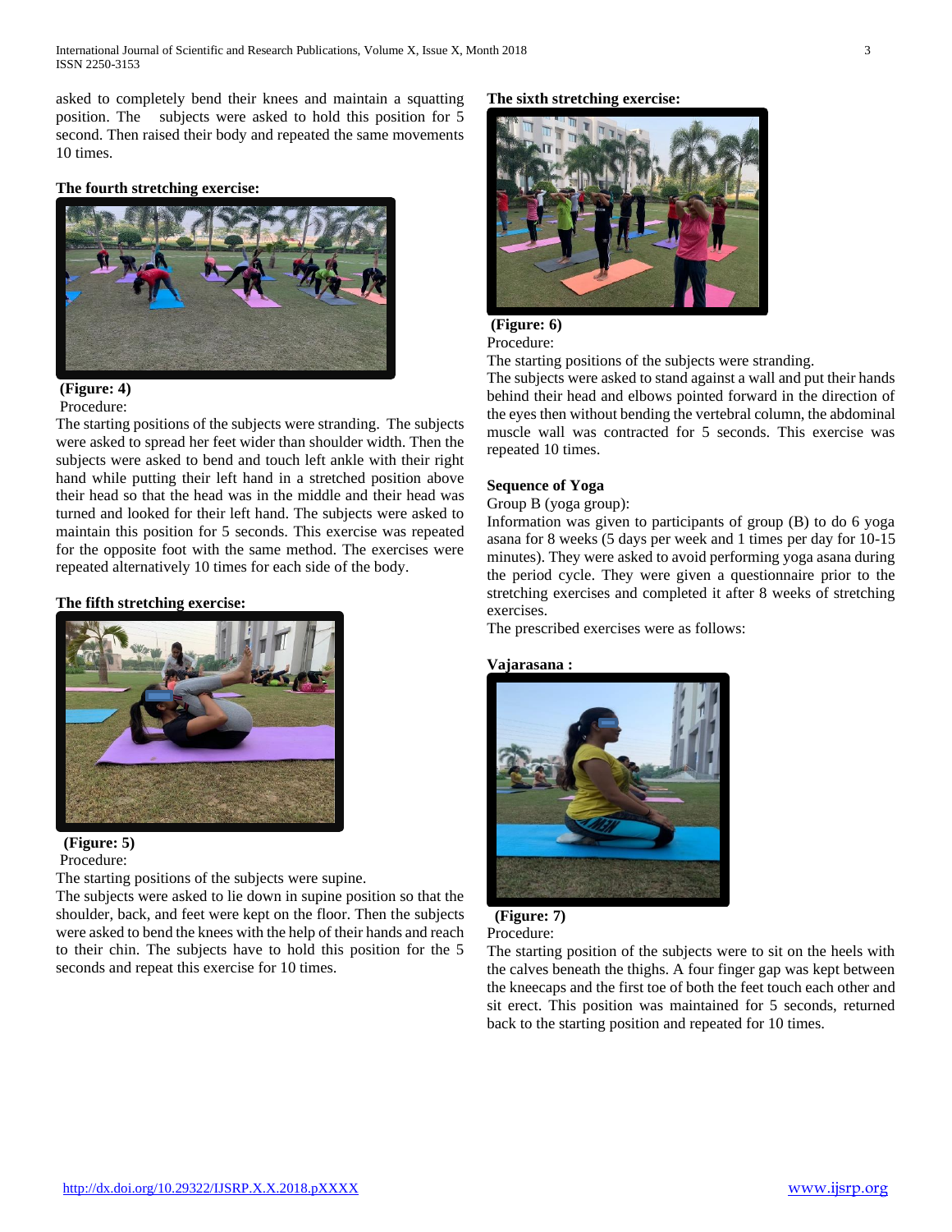asked to completely bend their knees and maintain a squatting position. The subjects were asked to hold this position for 5 second. Then raised their body and repeated the same movements 10 times.

**The fourth stretching exercise:**

**(Figure: 4)**

Procedure:

The starting positions of the subjects were stranding. The subjects were asked to spread her feet wider than shoulder width. Then the subjects were asked to bend and touch left ankle with their right hand while putting their left hand in a stretched position above their head so that the head was in the middle and their head was turned and looked for their left hand. The subjects were asked to maintain this position for 5 seconds. This exercise was repeated for the opposite foot with the same method. The exercises were repeated alternatively 10 times for each side of the body.

**The fifth stretching exercise:**

**(Figure: 5)**

Procedure:

The starting positions of the subjects were supine.

The subjects were asked to lie down in supine position so that the shoulder, back, and feet were kept on the floor. Then the subjects were asked to bend the knees with the help of their hands and reach to their chin. The subjects have to hold this position for the 5 seconds and repeat this exercise for 10 times.

**The sixth stretching exercise:**

**(Figure: 6)**

Procedure:

The starting positions of the subjects were stranding.

The subjects were asked to stand against a wall and put their hands behind their head and elbows pointed forward in the direction of the eyes then without bending the vertebral column, the abdominal muscle wall was contracted for 5 seconds. This exercise was repeated 10 times.

**Sequence of Yoga**

Group B (yoga group):

Information was given to participants of group (B) to do 6 yoga asana for 8 weeks (5 days per week and 1 times per day for 10-15 minutes). They were asked to avoid performing yoga asana during the period cycle. They were given a questionnaire prior to the stretching exercises and completed it after 8 weeks of stretching exercises.

The prescribed exercises were as follows:

**Vajarasana :**

**(Figure: 7)**

Procedure:

The starting position of the subjects were to sit on the heels with the calves beneath the thighs. A four finger gap was kept between the kneecaps and the first toe of both the feet touch each other and sit erect. This position was maintained for 5 seconds, returned back to the starting position and repeated for 10 times.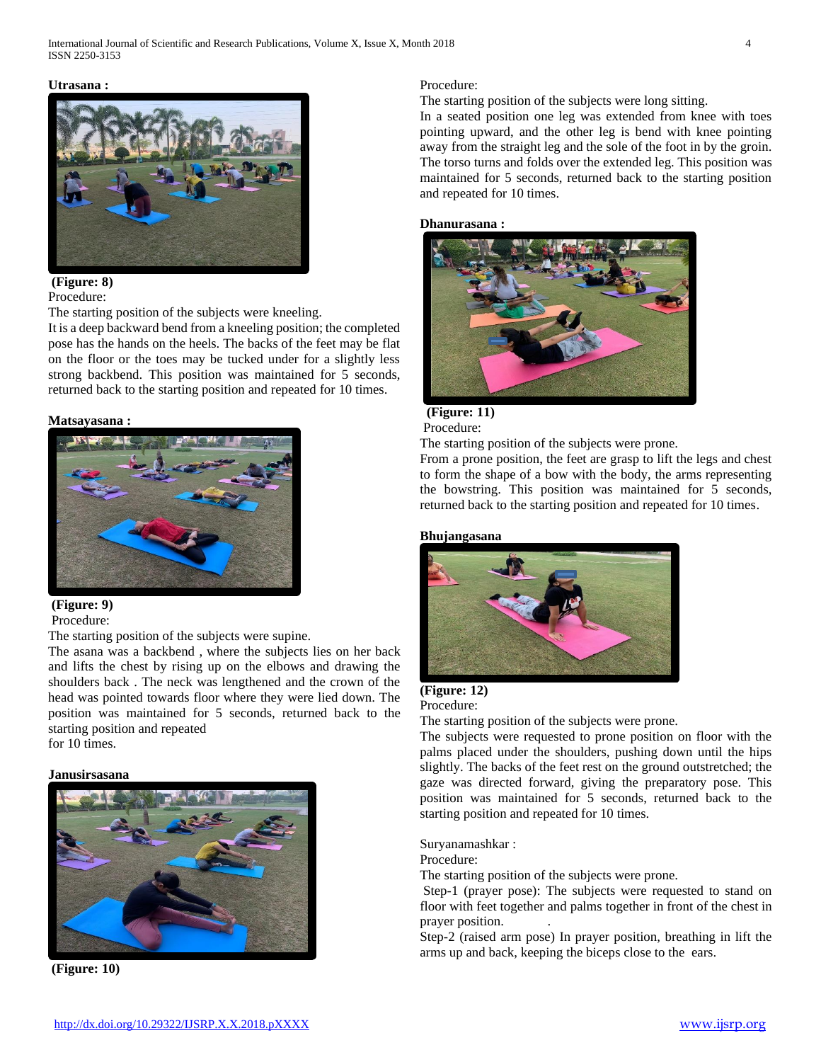**Utrasana :**

**(Figure: 8)**

Procedure:

The starting position of the subjects were kneeling.

It is a deep backward bend from a kneeling position; the completed pose has the hands on the heels. The backs of the feet may be flat on the floor or the toes may be tucked under for a slightly less strong backbend. This position was maintained for 5 seconds, returned back to the starting position and repeated for 10 times.

**Matsayasana :**

**(Figure: 9)**

Procedure:

The starting position of the subjects were supine.

The asana was a backbend , where the subjects lies on her back and lifts the chest by rising up on the elbows and drawing the shoulders back . The neck was lengthened and the crown of the head was pointed towards floor where they were lied down. The position was maintained for 5 seconds, returned back to the starting position and repeated for 10 times.

**Janusirsasana**

**(Figure: 10)**

Procedure:

The starting position of the subjects were long sitting.

In a seated position one leg was extended from knee with toes pointing upward, and the other leg is bend with knee pointing away from the straight leg and the sole of the foot in by the groin. The torso turns and folds over the extended leg. This position was maintained for 5 seconds, returned back to the starting position and repeated for 10 times.

**Dhanurasana :**

**(Figure: 11)**

Procedure:

The starting position of the subjects were prone.

From a prone position, the feet are grasp to lift the legs and chest to form the shape of a bow with the body, the arms representing the bowstring. This position was maintained for 5 seconds, returned back to the starting position and repeated for 10 times.

**Bhujangasana**

**(Figure: 12)**

Procedure:

The starting position of the subjects were prone.

The subjects were requested to prone position on floor with the palms placed under the shoulders, pushing down until the hips slightly. The backs of the feet rest on the ground outstretched; the gaze was directed forward, giving the preparatory pose. This position was maintained for 5 seconds, returned back to the starting position and repeated for 10 times.

Suryanamashkar :

Procedure:

The starting position of the subjects were prone.

Step-1 (prayer pose): The subjects were requested to stand on floor with feet together and palms together in front of the chest in prayer position.

Step-2 (raised arm pose) In prayer position, breathing in lift the arms up and back, keeping the biceps close to the ears.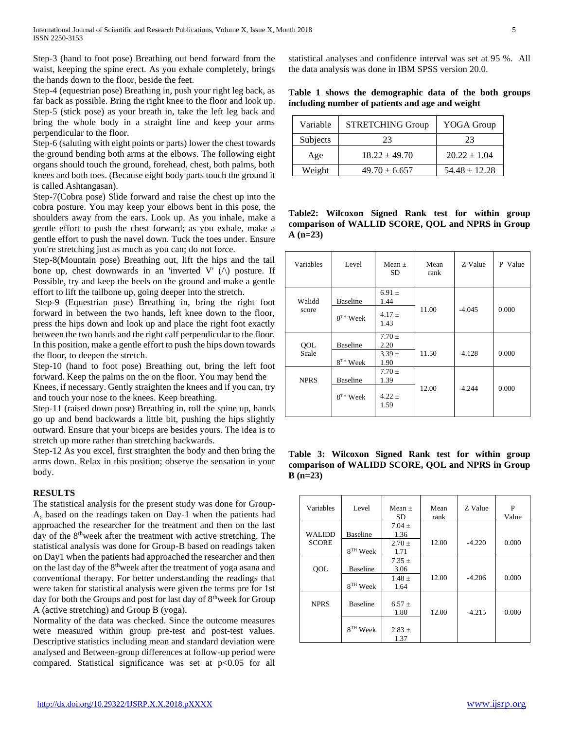Step-3 (hand to foot pose) Breathing out bend forward from the waist, keeping the spine erect. As you exhale completely, brings the hands down to the floor, beside the feet.

Step-4 (equestrian pose) Breathing in, push your right leg back, as far back as possible. Bring the right knee to the floor and look up.

Step-5 (stick pose) as your breath in, take the left leg back and bring the whole body in a straight line and keep your arms perpendicular to the floor.

Step-6 (saluting with eight points or parts) lower the chest towards the ground bending both arms at the elbows. The following eight organs should touch the ground, forehead, chest, both palms, both knees and both toes. (Because eight body parts touch the ground it is called Ashtangasan).

Step-7(Cobra pose) Slide forward and raise the chest up into the cobra posture. You may keep your elbows bent in this pose, the shoulders away from the ears. Look up. As you inhale, make a gentle effort to push the chest forward; as you exhale, make a gentle effort to push the navel down. Tuck the toes under. Ensure you're stretching just as much as you can; do not force.

Step-8(Mountain pose) Breathing out, lift the hips and the tail bone up, chest downwards in an 'inverted V' (/\) posture. If Possible, try and keep the heels on the ground and make a gentle effort to lift the tailbone up, going deeper into the stretch.

Step-9 (Equestrian pose) Breathing in, bring the right foot forward in between the two hands, left knee down to the floor, press the hips down and look up and place the right foot exactly between the two hands and the right calf perpendicular to the floor. In this position, make a gentle effort to push the hips down towards the floor, to deepen the stretch.

Step-10 (hand to foot pose) Breathing out, bring the left foot forward. Keep the palms on the on the floor. You may bend the Knees, if necessary. Gently straighten the knees and if you can, try and touch your nose to the knees. Keep breathing.

Step-11 (raised down pose) Breathing in, roll the spine up, hands go up and bend backwards a little bit, pushing the hips slightly outward. Ensure that your biceps are besides yours. The idea is to stretch up more rather than stretching backwards.

Step-12 As you excel, first straighten the body and then bring the arms down. Relax in this position; observe the sensation in your body.

## RESULTS

The statistical analysis for the present study was done for Group-A, based on the readings taken on Day-1 when the patients had approached the researcher for the treatment and then on the last day of the 8th week after the treatment with active stretching. The statistical analysis was done for Group-B based on readings taken on Day1 when the patients had approached the researcher and then on the last day of the 8th week after the treatment of yoga asana and conventional therapy. For better understanding the readings that were taken for statistical analysis were given the terms pre for 1st day for both the Groups and post for last day of 8th week for Group A (active stretching) and Group B (yoga).

Normality of the data was checked. Since the outcome measures were measured within group pre-test and post-test values. Descriptive statistics including mean and standard deviation were analysed and Between-group differences at follow-up period were compared. Statistical significance was set at $p<0.05$ for all statistical analyses and confidence interval was set at 95 %. All the data analysis was done in IBM SPSS version 20.0.

**Table 1 shows the demographic data of the both groups including number of patients and age and weight**

| Variable | STRETCHING Group | YOGA Group |
|---|---|---|
| Subjects | 23 | 23 |
| Age | 18.22 ± 49.70 | 20.22 ± 1.04 |
| Weight | 49.70 ± 6.657 | 54.48 ± 12.28 |

**Table2: Wilcoxon Signed Rank test for within group comparison of WALLID SCORE, QOL and NPRS in Group A (n=23)**

| Variables | Level | Mean ± SD | Mean rank | Z Value | P Value |
|---|---|---|---|---|---|
| Walidd score | Baseline | 6.91 ± 1.44 | 11.00 | -4.045 | 0.000 |
| | 8TH Week | 4.17 ± 1.43 | | | |
| QOL Scale | Baseline | 7.70 ± 2.20 | 11.50 | -4.128 | 0.000 |
| | 8TH Week | 3.39 ± 1.90 | | | |
| NPRS | Baseline | 7.70 ± 1.39 | 12.00 | -4.244 | 0.000 |
| | 8TH Week | 4.22 ± 1.59 | | | |

**Table 3: Wilcoxon Signed Rank test for within group comparison of WALIDD SCORE, QOL and NPRS in Group B (n=23)**

| Variables | Level | Mean ± SD | Mean rank | Z Value | P Value |
|---|---|---|---|---|---|
| WALIDD SCORE | Baseline | 7.04 ± 1.36 | 12.00 | -4.220 | 0.000 |
| | 8TH Week | 2.70 ± 1.71 | | | |
| QOL | Baseline | 7.35 ± 3.06 | 12.00 | -4.206 | 0.000 |
| | 8TH Week | 1.48 ± 1.64 | | | |
| NPRS | Baseline | 6.57 ± 1.80 | 12.00 | -4.215 | 0.000 |
| | 8TH Week | 2.83 ± 1.37 | | | |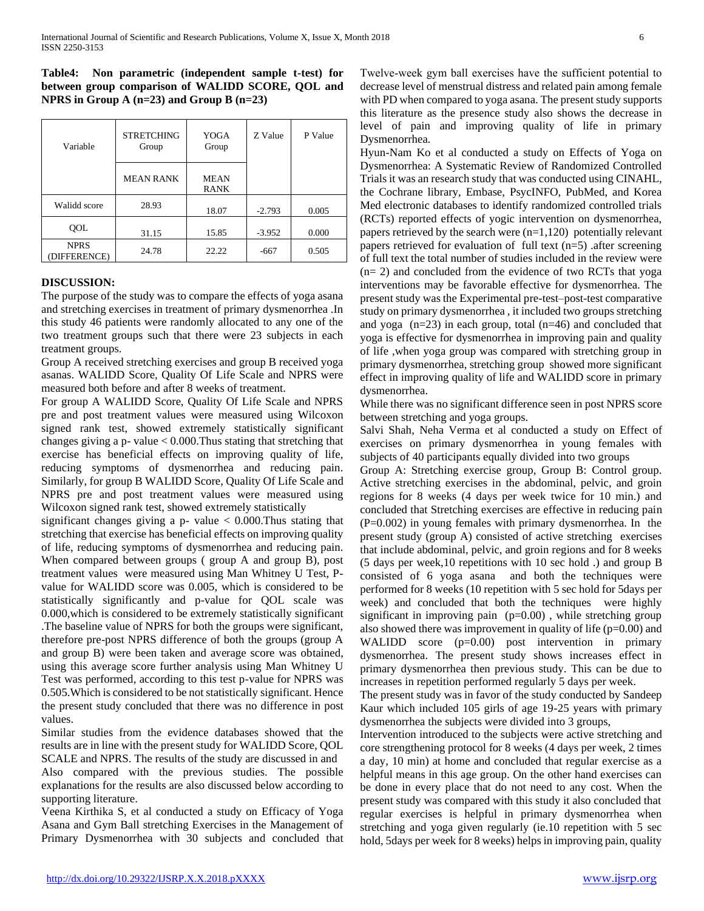**Table4: Non parametric (independent sample t-test) for between group comparison of WALIDD SCORE, QOL and NPRS in Group A (n=23) and Group B (n=23)**

| Variable | STRETCHING Group | YOGA Group | Z Value | P Value |
|---|---|---|---|---|
| | MEAN RANK | MEAN RANK | | |
| Walidd score | 28.93 | 18.07 | -2.793 | 0.005 |
| QOL | 31.15 | 15.85 | -3.952 | 0.000 |
| NPRS (DIFFERENCE) | 24.78 | 22.22 | -667 | 0.505 |

## DISCUSSION:

The purpose of the study was to compare the effects of yoga asana and stretching exercises in treatment of primary dysmenorrhea .In this study 46 patients were randomly allocated to any one of the two treatment groups such that there were 23 subjects in each treatment groups.

Group A received stretching exercises and group B received yoga asanas. WALIDD Score, Quality Of Life Scale and NPRS were measured both before and after 8 weeks of treatment.

For group A WALIDD Score, Quality Of Life Scale and NPRS pre and post treatment values were measured using Wilcoxon signed rank test, showed extremely statistically significant changes giving a p- value < 0.000.Thus stating that stretching that exercise has beneficial effects on improving quality of life, reducing symptoms of dysmenorrhea and reducing pain. Similarly, for group B WALIDD Score, Quality Of Life Scale and NPRS pre and post treatment values were measured using Wilcoxon signed rank test, showed extremely statistically significant changes giving a p- value < 0.000.Thus stating that stretching that exercise has beneficial effects on improving quality of life, reducing symptoms of dysmenorrhea and reducing pain. When compared between groups ( group A and group B), post treatment values were measured using Man Whitney U Test, P-value for WALIDD score was 0.005, which is considered to be statistically significantly and p-value for QOL scale was 0.000,which is considered to be extremely statistically significant .The baseline value of NPRS for both the groups were significant, therefore pre-post NPRS difference of both the groups (group A and group B) were been taken and average score was obtained, using this average score further analysis using Man Whitney U Test was performed, according to this test p-value for NPRS was 0.505.Which is considered to be not statistically significant. Hence the present study concluded that there was no difference in post values.

Similar studies from the evidence databases showed that the results are in line with the present study for WALIDD Score, QOL SCALE and NPRS. The results of the study are discussed in and Also compared with the previous studies. The possible explanations for the results are also discussed below according to supporting literature.

Veena Kirthika S, et al conducted a study on Efficacy of Yoga Asana and Gym Ball stretching Exercises in the Management of Primary Dysmenorrhea with 30 subjects and concluded that Twelve-week gym ball exercises have the sufficient potential to decrease level of menstrual distress and related pain among female with PD when compared to yoga asana. The present study supports this literature as the presence study also shows the decrease in level of pain and improving quality of life in primary Dysmenorrhea.

Hyun-Nam Ko et al conducted a study on Effects of Yoga on Dysmenorrhea: A Systematic Review of Randomized Controlled Trials it was an research study that was conducted using CINAHL, the Cochrane library, Embase, PsycINFO, PubMed, and Korea Med electronic databases to identify randomized controlled trials (RCTs) reported effects of yogic intervention on dysmenorrhea, papers retrieved by the search were (n=1,120) potentially relevant papers retrieved for evaluation of full text (n=5) .after screening of full text the total number of studies included in the review were (n= 2) and concluded from the evidence of two RCTs that yoga interventions may be favorable effective for dysmenorrhea. The present study was the Experimental pre-test–post-test comparative study on primary dysmenorrhea , it included two groups stretching and yoga (n=23) in each group, total (n=46) and concluded that yoga is effective for dysmenorrhea in improving pain and quality of life ,when yoga group was compared with stretching group in primary dysmenorrhea, stretching group showed more significant effect in improving quality of life and WALIDD score in primary dysmenorrhea.

While there was no significant difference seen in post NPRS score between stretching and yoga groups.

Salvi Shah, Neha Verma et al conducted a study on Effect of exercises on primary dysmenorrhea in young females with subjects of 40 participants equally divided into two groups

Group A: Stretching exercise group, Group B: Control group. Active stretching exercises in the abdominal, pelvic, and groin regions for 8 weeks (4 days per week twice for 10 min.) and concluded that Stretching exercises are effective in reducing pain (P=0.002) in young females with primary dysmenorrhea. In the present study (group A) consisted of active stretching exercises that include abdominal, pelvic, and groin regions and for 8 weeks (5 days per week,10 repetitions with 10 sec hold .) and group B consisted of 6 yoga asana and both the techniques were performed for 8 weeks (10 repetition with 5 sec hold for 5days per week) and concluded that both the techniques were highly significant in improving pain (p=0.00) , while stretching group also showed there was improvement in quality of life (p=0.00) and WALIDD score (p=0.00) post intervention in primary dysmenorrhea. The present study shows increases effect in primary dysmenorrhea then previous study. This can be due to increases in repetition performed regularly 5 days per week.

The present study was in favor of the study conducted by Sandeep Kaur which included 105 girls of age 19-25 years with primary dysmenorrhea the subjects were divided into 3 groups,

Intervention introduced to the subjects were active stretching and core strengthening protocol for 8 weeks (4 days per week, 2 times a day, 10 min) at home and concluded that regular exercise as a helpful means in this age group. On the other hand exercises can be done in every place that do not need to any cost. When the present study was compared with this study it also concluded that regular exercises is helpful in primary dysmenorrhea when stretching and yoga given regularly (ie.10 repetition with 5 sec hold, 5days per week for 8 weeks) helps in improving pain, quality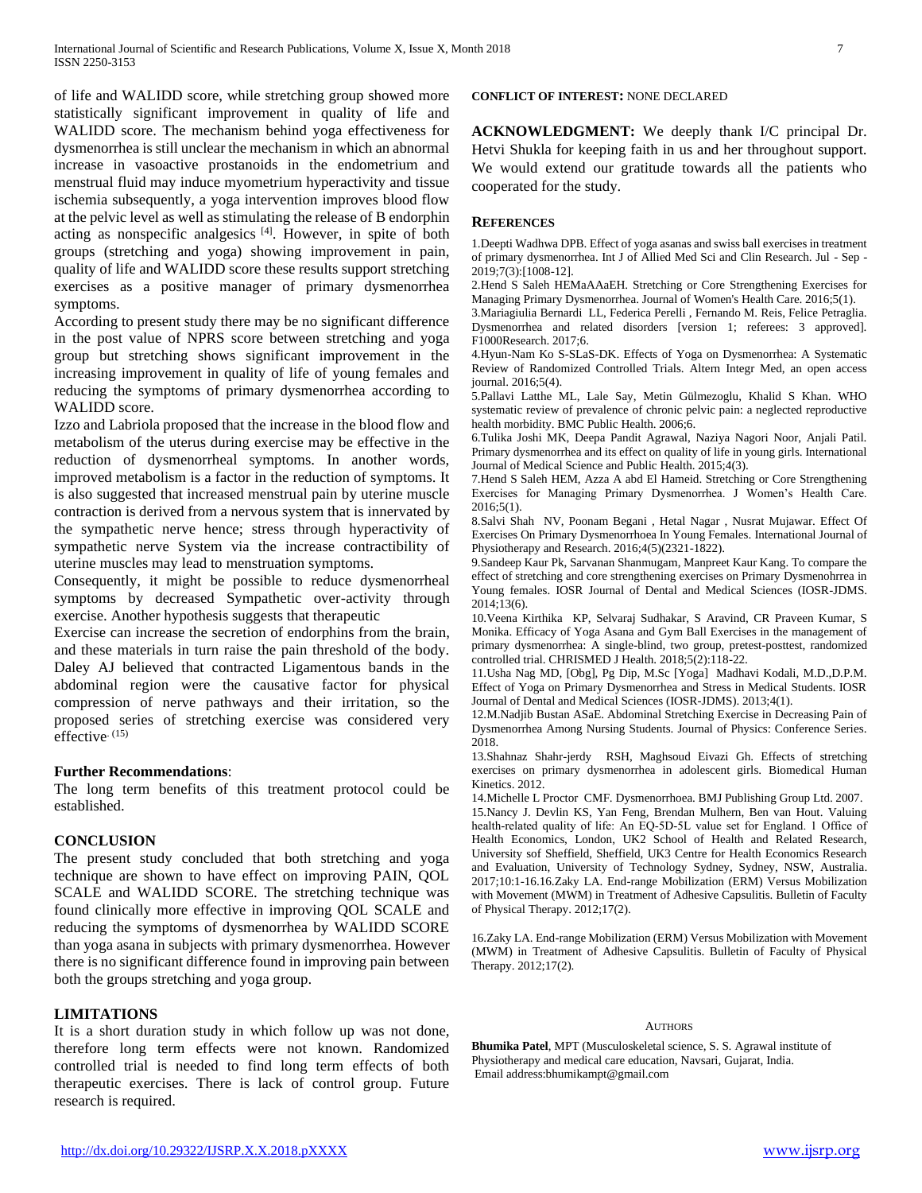of life and WALIDD score, while stretching group showed more statistically significant improvement in quality of life and WALIDD score. The mechanism behind yoga effectiveness for dysmenorrhea is still unclear the mechanism in which an abnormal increase in vasoactive prostanoids in the endometrium and menstrual fluid may induce myometrium hyperactivity and tissue ischemia subsequently, a yoga intervention improves blood flow at the pelvic level as well as stimulating the release of B endorphin acting as nonspecific analgesics [4]. However, in spite of both groups (stretching and yoga) showing improvement in pain, quality of life and WALIDD score these results support stretching exercises as a positive manager of primary dysmenorrhea symptoms.

According to present study there may be no significant difference in the post value of NPRS score between stretching and yoga group but stretching shows significant improvement in the increasing improvement in quality of life of young females and reducing the symptoms of primary dysmenorrhea according to WALIDD score.

Izzo and Labriola proposed that the increase in the blood flow and metabolism of the uterus during exercise may be effective in the reduction of dysmenorrheal symptoms. In another words, improved metabolism is a factor in the reduction of symptoms. It is also suggested that increased menstrual pain by uterine muscle contraction is derived from a nervous system that is innervated by the sympathetic nerve hence; stress through hyperactivity of sympathetic nerve System via the increase contractibility of uterine muscles may lead to menstruation symptoms.

Consequently, it might be possible to reduce dysmenorrheal symptoms by decreased Sympathetic over-activity through exercise. Another hypothesis suggests that therapeutic

Exercise can increase the secretion of endorphins from the brain, and these materials in turn raise the pain threshold of the body. Daley AJ believed that contracted Ligamentous bands in the abdominal region were the causative factor for physical compression of nerve pathways and their irritation, so the proposed series of stretching exercise was considered very effective. (15)

**Further Recommendations**:

The long term benefits of this treatment protocol could be established.

## CONCLUSION

The present study concluded that both stretching and yoga technique are shown to have effect on improving PAIN, QOL SCALE and WALIDD SCORE. The stretching technique was found clinically more effective in improving QOL SCALE and reducing the symptoms of dysmenorrhea by WALIDD SCORE than yoga asana in subjects with primary dysmenorrhea. However there is no significant difference found in improving pain between both the groups stretching and yoga group.

## LIMITATIONS

It is a short duration study in which follow up was not done, therefore long term effects were not known. Randomized controlled trial is needed to find long term effects of both therapeutic exercises. There is lack of control group. Future research is required.

**CONFLICT OF INTEREST:** NONE DECLARED

**ACKNOWLEDGMENT:** We deeply thank I/C principal Dr. Hetvi Shukla for keeping faith in us and her throughout support. We would extend our gratitude towards all the patients who cooperated for the study.

## REFERENCES

1.Deepti Wadhwa DPB. Effect of yoga asanas and swiss ball exercises in treatment of primary dysmenorrhea. Int J of Allied Med Sci and Clin Research. Jul - Sep - 2019;7(3):[1008-12].

2.Hend S Saleh HEMaAAaEH. Stretching or Core Strengthening Exercises for Managing Primary Dysmenorrhea. Journal of Women's Health Care. 2016;5(1).

3.Mariagiulia Bernardi LL, Federica Perelli , Fernando M. Reis, Felice Petraglia. Dysmenorrhea and related disorders [version 1; referees: 3 approved]. F1000Research. 2017;6.

4.Hyun-Nam Ko S-SLaS-DK. Effects of Yoga on Dysmenorrhea: A Systematic Review of Randomized Controlled Trials. Altern Integr Med, an open access journal. 2016;5(4).

5.Pallavi Latthe ML, Lale Say, Metin Gülmezoglu, Khalid S Khan. WHO systematic review of prevalence of chronic pelvic pain: a neglected reproductive health morbidity. BMC Public Health. 2006;6.

6.Tulika Joshi MK, Deepa Pandit Agrawal, Naziya Nagori Noor, Anjali Patil. Primary dysmenorrhea and its effect on quality of life in young girls. International Journal of Medical Science and Public Health. 2015;4(3).

7.Hend S Saleh HEM, Azza A abd El Hameid. Stretching or Core Strengthening Exercises for Managing Primary Dysmenorrhea. J Women's Health Care. 2016;5(1).

8.Salvi Shah NV, Poonam Begani , Hetal Nagar , Nusrat Mujawar. Effect Of Exercises On Primary Dysmenorrhoea In Young Females. International Journal of Physiotherapy and Research. 2016;4(5)(2321-1822).

9.Sandeep Kaur Pk, Sarvanan Shanmugam, Manpreet Kaur Kang. To compare the effect of stretching and core strengthening exercises on Primary Dysmenohrrea in Young females. IOSR Journal of Dental and Medical Sciences (IOSR-JDMS. 2014;13(6).

10.Veena Kirthika KP, Selvaraj Sudhakar, S Aravind, CR Praveen Kumar, S Monika. Efficacy of Yoga Asana and Gym Ball Exercises in the management of primary dysmenorrhea: A single-blind, two group, pretest-posttest, randomized controlled trial. CHRISMED J Health. 2018;5(2):118-22.

11.Usha Nag MD, [Obg], Pg Dip, M.Sc [Yoga] Madhavi Kodali, M.D.,D.P.M. Effect of Yoga on Primary Dysmenorrhea and Stress in Medical Students. IOSR Journal of Dental and Medical Sciences (IOSR-JDMS). 2013;4(1).

12.M.Nadjib Bustan ASaE. Abdominal Stretching Exercise in Decreasing Pain of Dysmenorrhea Among Nursing Students. Journal of Physics: Conference Series. 2018.

13.Shahnaz Shahr-jerdy RSH, Maghsoud Eivazi Gh. Effects of stretching exercises on primary dysmenorrhea in adolescent girls. Biomedical Human Kinetics. 2012.

14.Michelle L Proctor CMF. Dysmenorrhoea. BMJ Publishing Group Ltd. 2007.

15.Nancy J. Devlin KS, Yan Feng, Brendan Mulhern, Ben van Hout. Valuing health-related quality of life: An EQ-5D-5L value set for England. 1 Office of Health Economics, London, UK2 School of Health and Related Research, University sof Sheffield, Sheffield, UK3 Centre for Health Economics Research and Evaluation, University of Technology Sydney, Sydney, NSW, Australia. 2017;10:1-16.16.Zaky LA. End-range Mobilization (ERM) Versus Mobilization with Movement (MWM) in Treatment of Adhesive Capsulitis. Bulletin of Faculty of Physical Therapy. 2012;17(2).

16.Zaky LA. End-range Mobilization (ERM) Versus Mobilization with Movement (MWM) in Treatment of Adhesive Capsulitis. Bulletin of Faculty of Physical Therapy. 2012;17(2).

### AUTHORS

**Bhumika Patel**, MPT (Musculoskeletal science, S. S. Agrawal institute of Physiotherapy and medical care education, Navsari, Gujarat, India. Email address:bhumikampt@gmail.com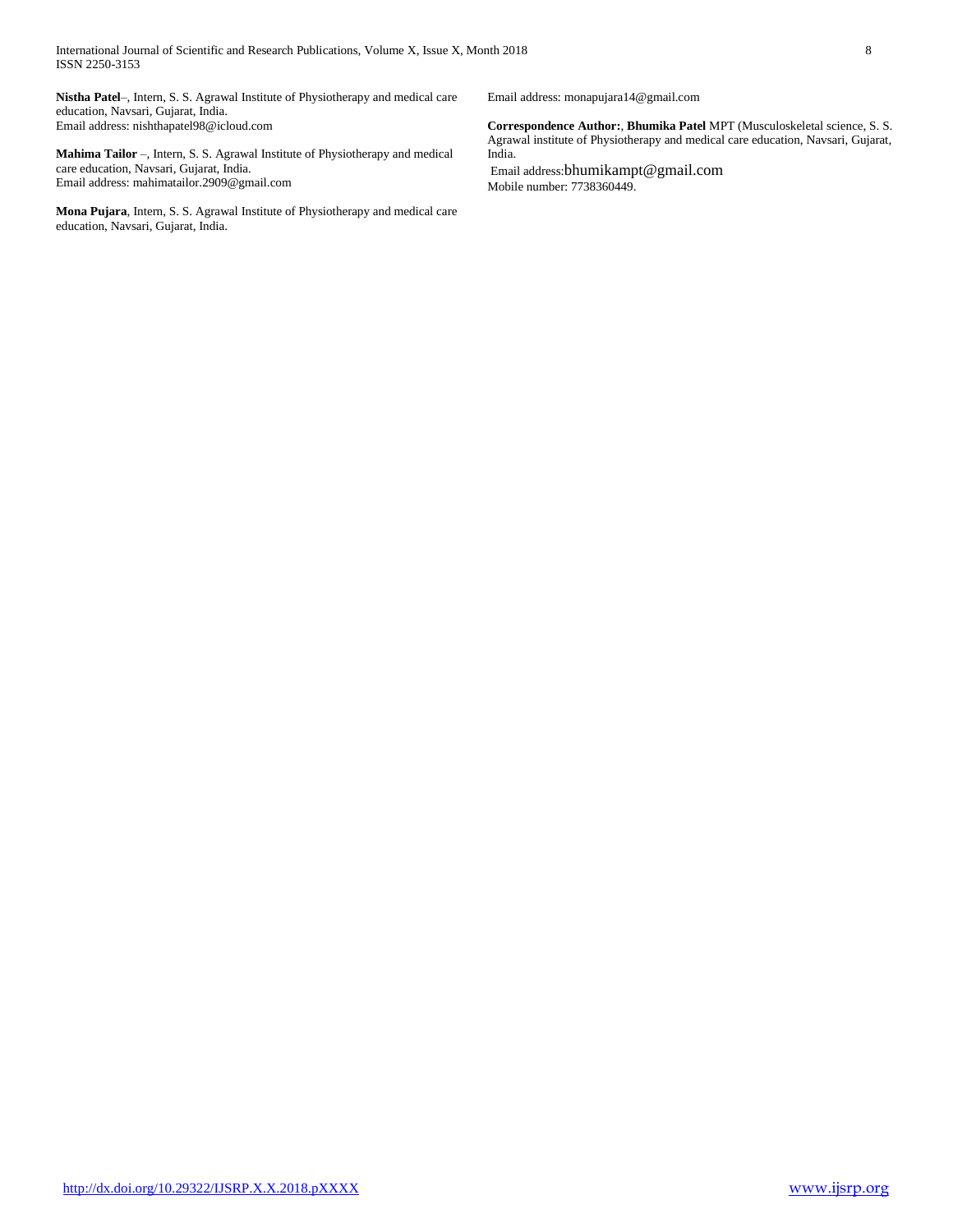**Nistha Patel**–, Intern, S. S. Agrawal Institute of Physiotherapy and medical care education, Navsari, Gujarat, India.
Email address: nishthapatel98@icloud.com

**Mahima Tailor** –, Intern, S. S. Agrawal Institute of Physiotherapy and medical care education, Navsari, Gujarat, India.
Email address: mahimatailor.2909@gmail.com

**Mona Pujara**, Intern, S. S. Agrawal Institute of Physiotherapy and medical care education, Navsari, Gujarat, India.
Email address: monapujara14@gmail.com

**Correspondence Author:**, **Bhumika Patel** MPT (Musculoskeletal science, S. S. Agrawal institute of Physiotherapy and medical care education, Navsari, Gujarat, India.
Email address:bhumikampt@gmail.com
Mobile number: 7738360449.